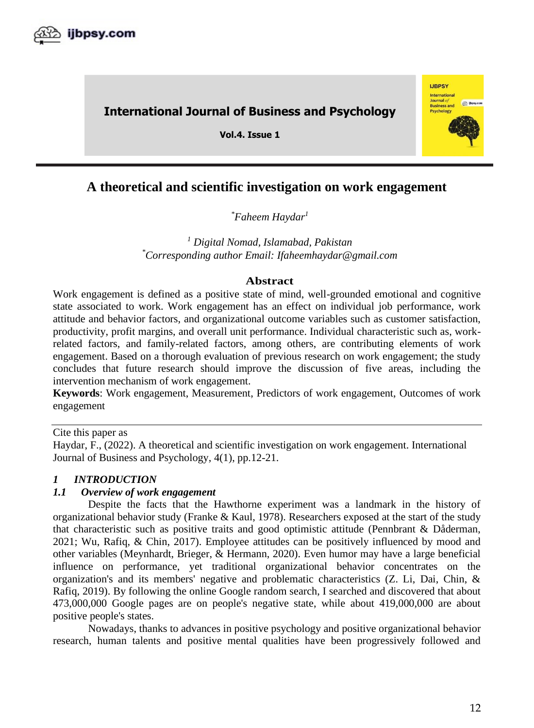# A theoretical and scientific investigation on work engagement

*\*Faheem Haydar[1]*

*[1] Digital Nomad, Islamabad, Pakistan*
*\*Corresponding author Email: Ifaheemhaydar@gmail.com*

## Abstract

Work engagement is defined as a positive state of mind, well-grounded emotional and cognitive state associated to work. Work engagement has an effect on individual job performance, work attitude and behavior factors, and organizational outcome variables such as customer satisfaction, productivity, profit margins, and overall unit performance. Individual characteristic such as, work-related factors, and family-related factors, among others, are contributing elements of work engagement. Based on a thorough evaluation of previous research on work engagement; the study concludes that future research should improve the discussion of five areas, including the intervention mechanism of work engagement.

**Keywords**: Work engagement, Measurement, Predictors of work engagement, Outcomes of work engagement

Cite this paper as
Haydar, F., (2022). A theoretical and scientific investigation on work engagement. International Journal of Business and Psychology, 4(1), pp.12-21.

## *1 INTRODUCTION*

### *1.1 Overview of work engagement*

Despite the facts that the Hawthorne experiment was a landmark in the history of organizational behavior study (Franke & Kaul, 1978). Researchers exposed at the start of the study that characteristic such as positive traits and good optimistic attitude (Pennbrant & Dåderman, 2021; Wu, Rafiq, & Chin, 2017). Employee attitudes can be positively influenced by mood and other variables (Meynhardt, Brieger, & Hermann, 2020). Even humor may have a large beneficial influence on performance, yet traditional organizational behavior concentrates on the organization's and its members' negative and problematic characteristics (Z. Li, Dai, Chin, & Rafiq, 2019). By following the online Google random search, I searched and discovered that about 473,000,000 Google pages are on people's negative state, while about 419,000,000 are about positive people's states.

Nowadays, thanks to advances in positive psychology and positive organizational behavior research, human talents and positive mental qualities have been progressively followed and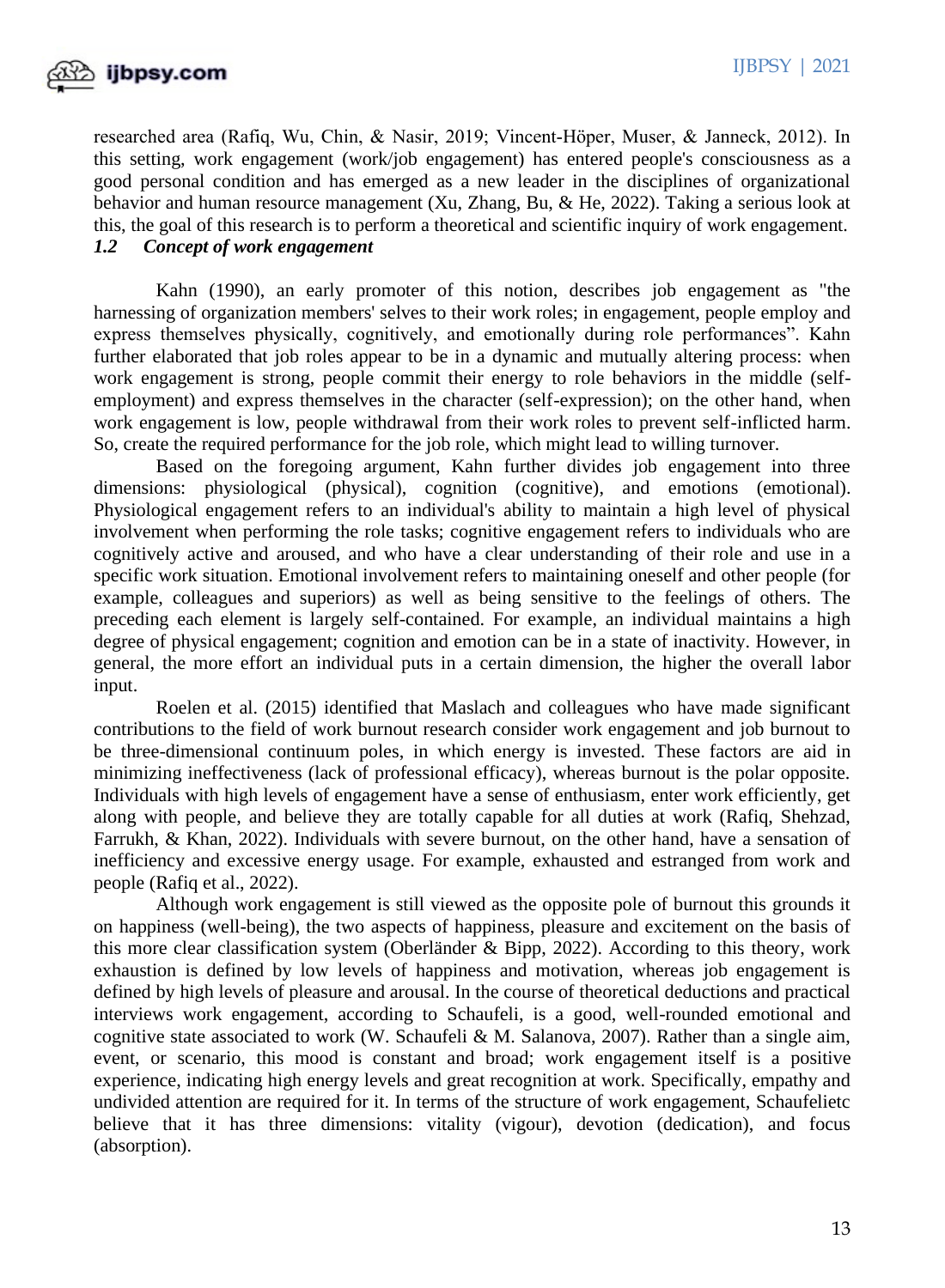researched area (Rafiq, Wu, Chin, & Nasir, 2019; Vincent-Höper, Muser, & Janneck, 2012). In this setting, work engagement (work/job engagement) has entered people's consciousness as a good personal condition and has emerged as a new leader in the disciplines of organizational behavior and human resource management (Xu, Zhang, Bu, & He, 2022). Taking a serious look at this, the goal of this research is to perform a theoretical and scientific inquiry of work engagement.

### *1.2 Concept of work engagement*

Kahn (1990), an early promoter of this notion, describes job engagement as "the harnessing of organization members' selves to their work roles; in engagement, people employ and express themselves physically, cognitively, and emotionally during role performances". Kahn further elaborated that job roles appear to be in a dynamic and mutually altering process: when work engagement is strong, people commit their energy to role behaviors in the middle (self-employment) and express themselves in the character (self-expression); on the other hand, when work engagement is low, people withdrawal from their work roles to prevent self-inflicted harm. So, create the required performance for the job role, which might lead to willing turnover.

Based on the foregoing argument, Kahn further divides job engagement into three dimensions: physiological (physical), cognition (cognitive), and emotions (emotional). Physiological engagement refers to an individual's ability to maintain a high level of physical involvement when performing the role tasks; cognitive engagement refers to individuals who are cognitively active and aroused, and who have a clear understanding of their role and use in a specific work situation. Emotional involvement refers to maintaining oneself and other people (for example, colleagues and superiors) as well as being sensitive to the feelings of others. The preceding each element is largely self-contained. For example, an individual maintains a high degree of physical engagement; cognition and emotion can be in a state of inactivity. However, in general, the more effort an individual puts in a certain dimension, the higher the overall labor input.

Roelen et al. (2015) identified that Maslach and colleagues who have made significant contributions to the field of work burnout research consider work engagement and job burnout to be three-dimensional continuum poles, in which energy is invested. These factors are aid in minimizing ineffectiveness (lack of professional efficacy), whereas burnout is the polar opposite. Individuals with high levels of engagement have a sense of enthusiasm, enter work efficiently, get along with people, and believe they are totally capable for all duties at work (Rafiq, Shehzad, Farrukh, & Khan, 2022). Individuals with severe burnout, on the other hand, have a sensation of inefficiency and excessive energy usage. For example, exhausted and estranged from work and people (Rafiq et al., 2022).

Although work engagement is still viewed as the opposite pole of burnout this grounds it on happiness (well-being), the two aspects of happiness, pleasure and excitement on the basis of this more clear classification system (Oberländer & Bipp, 2022). According to this theory, work exhaustion is defined by low levels of happiness and motivation, whereas job engagement is defined by high levels of pleasure and arousal. In the course of theoretical deductions and practical interviews work engagement, according to Schaufeli, is a good, well-rounded emotional and cognitive state associated to work (W. Schaufeli & M. Salanova, 2007). Rather than a single aim, event, or scenario, this mood is constant and broad; work engagement itself is a positive experience, indicating high energy levels and great recognition at work. Specifically, empathy and undivided attention are required for it. In terms of the structure of work engagement, Schaufelietc believe that it has three dimensions: vitality (vigour), devotion (dedication), and focus (absorption).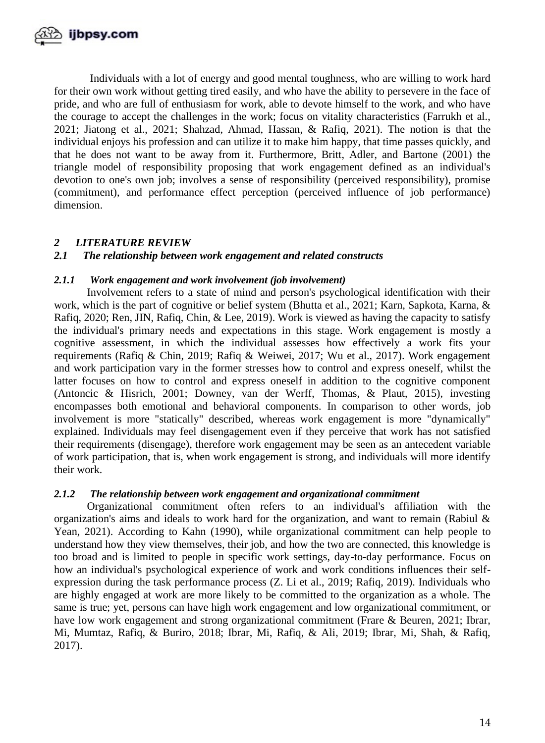Individuals with a lot of energy and good mental toughness, who are willing to work hard for their own work without getting tired easily, and who have the ability to persevere in the face of pride, and who are full of enthusiasm for work, able to devote himself to the work, and who have the courage to accept the challenges in the work; focus on vitality characteristics (Farrukh et al., 2021; Jiatong et al., 2021; Shahzad, Ahmad, Hassan, & Rafiq, 2021). The notion is that the individual enjoys his profession and can utilize it to make him happy, that time passes quickly, and that he does not want to be away from it. Furthermore, Britt, Adler, and Bartone (2001) the triangle model of responsibility proposing that work engagement defined as an individual's devotion to one's own job; involves a sense of responsibility (perceived responsibility), promise (commitment), and performance effect perception (perceived influence of job performance) dimension.

## *2 LITERATURE REVIEW*

### *2.1 The relationship between work engagement and related constructs*

#### *2.1.1 Work engagement and work involvement (job involvement)*

Involvement refers to a state of mind and person's psychological identification with their work, which is the part of cognitive or belief system (Bhutta et al., 2021; Karn, Sapkota, Karna, & Rafiq, 2020; Ren, JIN, Rafiq, Chin, & Lee, 2019). Work is viewed as having the capacity to satisfy the individual's primary needs and expectations in this stage. Work engagement is mostly a cognitive assessment, in which the individual assesses how effectively a work fits your requirements (Rafiq & Chin, 2019; Rafiq & Weiwei, 2017; Wu et al., 2017). Work engagement and work participation vary in the former stresses how to control and express oneself, whilst the latter focuses on how to control and express oneself in addition to the cognitive component (Antoncic & Hisrich, 2001; Downey, van der Werff, Thomas, & Plaut, 2015), investing encompasses both emotional and behavioral components. In comparison to other words, job involvement is more "statically" described, whereas work engagement is more "dynamically" explained. Individuals may feel disengagement even if they perceive that work has not satisfied their requirements (disengage), therefore work engagement may be seen as an antecedent variable of work participation, that is, when work engagement is strong, and individuals will more identify their work.

#### *2.1.2 The relationship between work engagement and organizational commitment*

Organizational commitment often refers to an individual's affiliation with the organization's aims and ideals to work hard for the organization, and want to remain (Rabiul & Yean, 2021). According to Kahn (1990), while organizational commitment can help people to understand how they view themselves, their job, and how the two are connected, this knowledge is too broad and is limited to people in specific work settings, day-to-day performance. Focus on how an individual's psychological experience of work and work conditions influences their self-expression during the task performance process (Z. Li et al., 2019; Rafiq, 2019). Individuals who are highly engaged at work are more likely to be committed to the organization as a whole. The same is true; yet, persons can have high work engagement and low organizational commitment, or have low work engagement and strong organizational commitment (Frare & Beuren, 2021; Ibrar, Mi, Mumtaz, Rafiq, & Buriro, 2018; Ibrar, Mi, Rafiq, & Ali, 2019; Ibrar, Mi, Shah, & Rafiq, 2017).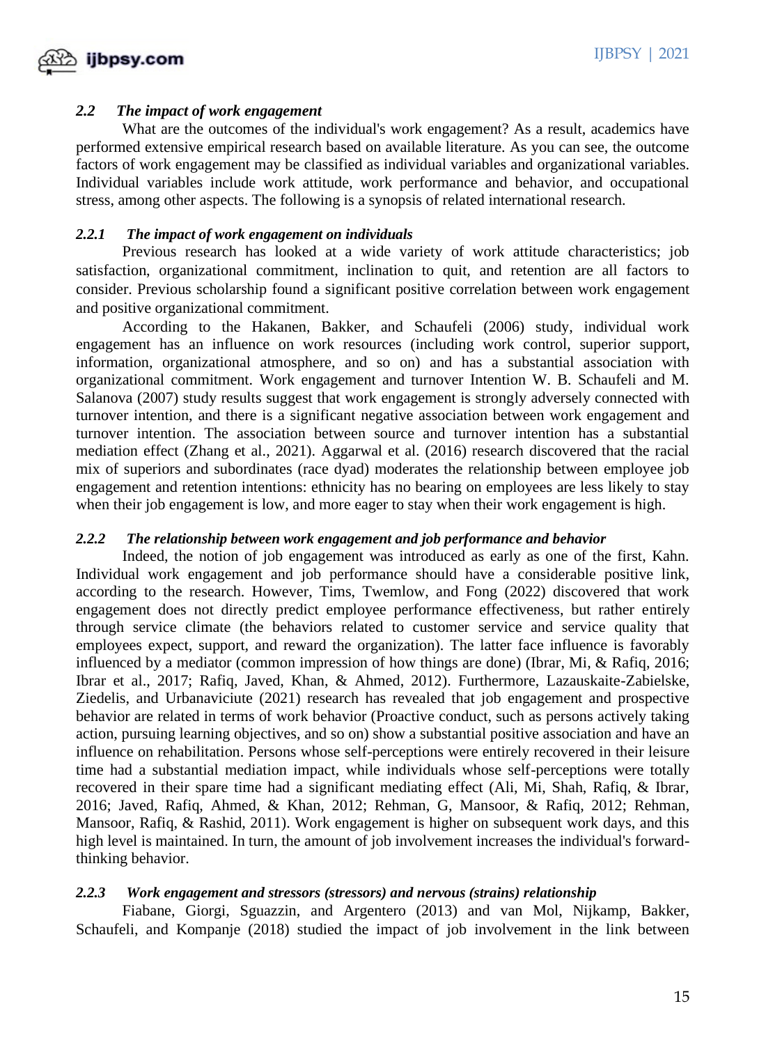### *2.2 The impact of work engagement*

What are the outcomes of the individual's work engagement? As a result, academics have performed extensive empirical research based on available literature. As you can see, the outcome factors of work engagement may be classified as individual variables and organizational variables. Individual variables include work attitude, work performance and behavior, and occupational stress, among other aspects. The following is a synopsis of related international research.

#### *2.2.1 The impact of work engagement on individuals*

Previous research has looked at a wide variety of work attitude characteristics; job satisfaction, organizational commitment, inclination to quit, and retention are all factors to consider. Previous scholarship found a significant positive correlation between work engagement and positive organizational commitment.

According to the Hakanen, Bakker, and Schaufeli (2006) study, individual work engagement has an influence on work resources (including work control, superior support, information, organizational atmosphere, and so on) and has a substantial association with organizational commitment. Work engagement and turnover Intention W. B. Schaufeli and M. Salanova (2007) study results suggest that work engagement is strongly adversely connected with turnover intention, and there is a significant negative association between work engagement and turnover intention. The association between source and turnover intention has a substantial mediation effect (Zhang et al., 2021). Aggarwal et al. (2016) research discovered that the racial mix of superiors and subordinates (race dyad) moderates the relationship between employee job engagement and retention intentions: ethnicity has no bearing on employees are less likely to stay when their job engagement is low, and more eager to stay when their work engagement is high.

#### *2.2.2 The relationship between work engagement and job performance and behavior*

Indeed, the notion of job engagement was introduced as early as one of the first, Kahn. Individual work engagement and job performance should have a considerable positive link, according to the research. However, Tims, Twemlow, and Fong (2022) discovered that work engagement does not directly predict employee performance effectiveness, but rather entirely through service climate (the behaviors related to customer service and service quality that employees expect, support, and reward the organization). The latter face influence is favorably influenced by a mediator (common impression of how things are done) (Ibrar, Mi, & Rafiq, 2016; Ibrar et al., 2017; Rafiq, Javed, Khan, & Ahmed, 2012). Furthermore, Lazauskaite-Zabielske, Ziedelis, and Urbanaviciute (2021) research has revealed that job engagement and prospective behavior are related in terms of work behavior (Proactive conduct, such as persons actively taking action, pursuing learning objectives, and so on) show a substantial positive association and have an influence on rehabilitation. Persons whose self-perceptions were entirely recovered in their leisure time had a substantial mediation impact, while individuals whose self-perceptions were totally recovered in their spare time had a significant mediating effect (Ali, Mi, Shah, Rafiq, & Ibrar, 2016; Javed, Rafiq, Ahmed, & Khan, 2012; Rehman, G, Mansoor, & Rafiq, 2012; Rehman, Mansoor, Rafiq, & Rashid, 2011). Work engagement is higher on subsequent work days, and this high level is maintained. In turn, the amount of job involvement increases the individual's forward-thinking behavior.

#### *2.2.3 Work engagement and stressors (stressors) and nervous (strains) relationship*

Fiabane, Giorgi, Sguazzin, and Argentero (2013) and van Mol, Nijkamp, Bakker, Schaufeli, and Kompanje (2018) studied the impact of job involvement in the link between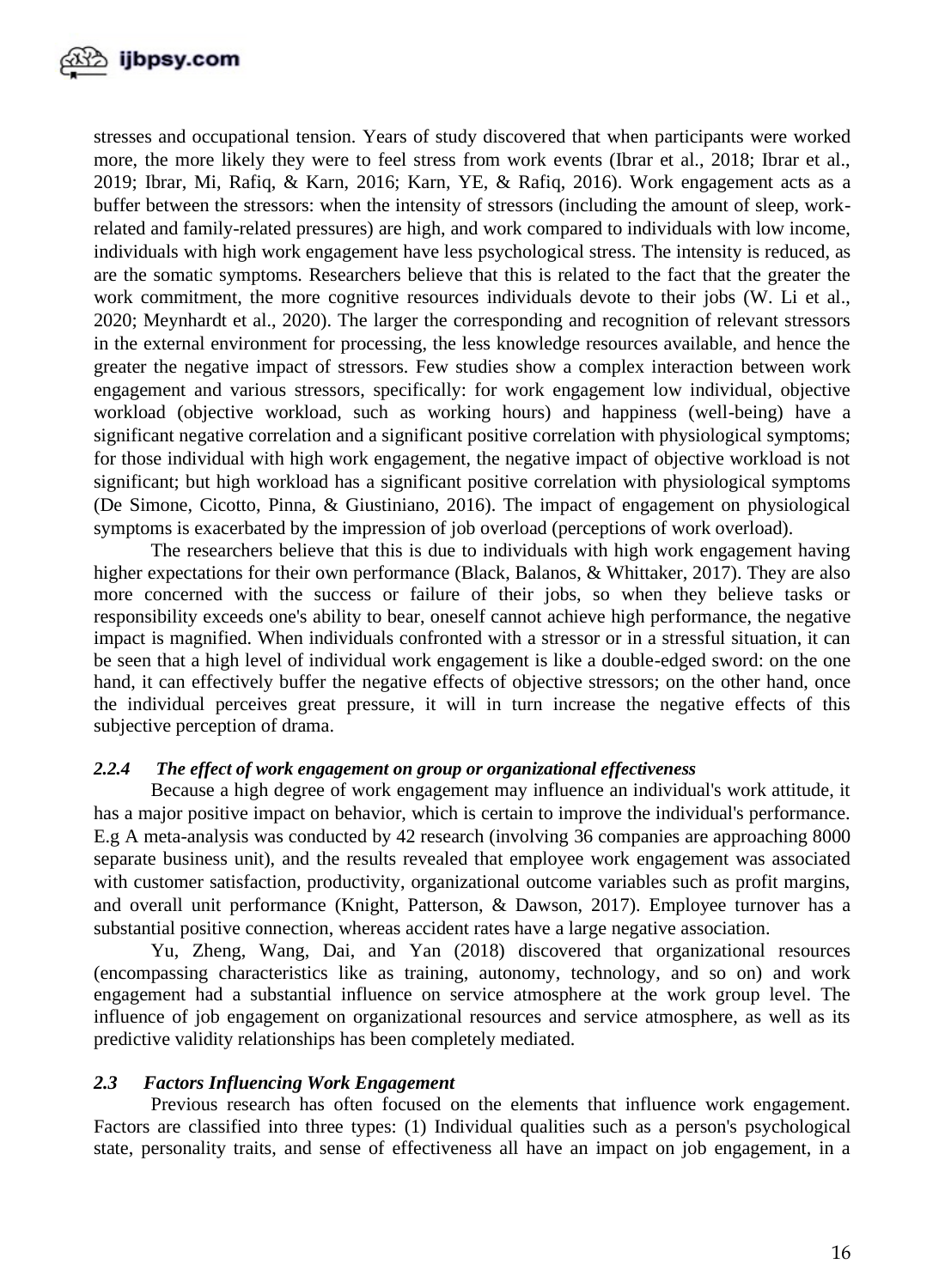stresses and occupational tension. Years of study discovered that when participants were worked more, the more likely they were to feel stress from work events (Ibrar et al., 2018; Ibrar et al., 2019; Ibrar, Mi, Rafiq, & Karn, 2016; Karn, YE, & Rafiq, 2016). Work engagement acts as a buffer between the stressors: when the intensity of stressors (including the amount of sleep, work-related and family-related pressures) are high, and work compared to individuals with low income, individuals with high work engagement have less psychological stress. The intensity is reduced, as are the somatic symptoms. Researchers believe that this is related to the fact that the greater the work commitment, the more cognitive resources individuals devote to their jobs (W. Li et al., 2020; Meynhardt et al., 2020). The larger the corresponding and recognition of relevant stressors in the external environment for processing, the less knowledge resources available, and hence the greater the negative impact of stressors. Few studies show a complex interaction between work engagement and various stressors, specifically: for work engagement low individual, objective workload (objective workload, such as working hours) and happiness (well-being) have a significant negative correlation and a significant positive correlation with physiological symptoms; for those individual with high work engagement, the negative impact of objective workload is not significant; but high workload has a significant positive correlation with physiological symptoms (De Simone, Cicotto, Pinna, & Giustiniano, 2016). The impact of engagement on physiological symptoms is exacerbated by the impression of job overload (perceptions of work overload).

The researchers believe that this is due to individuals with high work engagement having higher expectations for their own performance (Black, Balanos, & Whittaker, 2017). They are also more concerned with the success or failure of their jobs, so when they believe tasks or responsibility exceeds one's ability to bear, oneself cannot achieve high performance, the negative impact is magnified. When individuals confronted with a stressor or in a stressful situation, it can be seen that a high level of individual work engagement is like a double-edged sword: on the one hand, it can effectively buffer the negative effects of objective stressors; on the other hand, once the individual perceives great pressure, it will in turn increase the negative effects of this subjective perception of drama.

#### *2.2.4 The effect of work engagement on group or organizational effectiveness*

Because a high degree of work engagement may influence an individual's work attitude, it has a major positive impact on behavior, which is certain to improve the individual's performance. E.g A meta-analysis was conducted by 42 research (involving 36 companies are approaching 8000 separate business unit), and the results revealed that employee work engagement was associated with customer satisfaction, productivity, organizational outcome variables such as profit margins, and overall unit performance (Knight, Patterson, & Dawson, 2017). Employee turnover has a substantial positive connection, whereas accident rates have a large negative association.

Yu, Zheng, Wang, Dai, and Yan (2018) discovered that organizational resources (encompassing characteristics like as training, autonomy, technology, and so on) and work engagement had a substantial influence on service atmosphere at the work group level. The influence of job engagement on organizational resources and service atmosphere, as well as its predictive validity relationships has been completely mediated.

### *2.3 Factors Influencing Work Engagement*

Previous research has often focused on the elements that influence work engagement. Factors are classified into three types: (1) Individual qualities such as a person's psychological state, personality traits, and sense of effectiveness all have an impact on job engagement, in a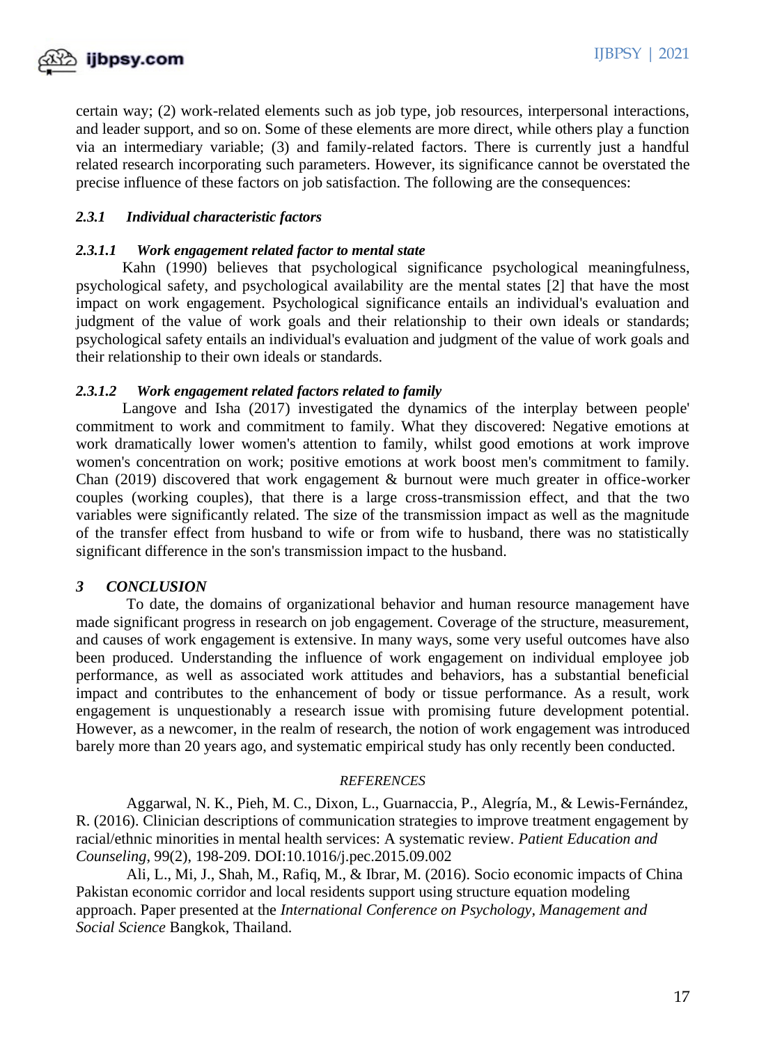certain way; (2) work-related elements such as job type, job resources, interpersonal interactions, and leader support, and so on. Some of these elements are more direct, while others play a function via an intermediary variable; (3) and family-related factors. There is currently just a handful related research incorporating such parameters. However, its significance cannot be overstated the precise influence of these factors on job satisfaction. The following are the consequences:

### *2.3.1 Individual characteristic factors*

#### *2.3.1.1 Work engagement related factor to mental state*

Kahn (1990) believes that psychological significance psychological meaningfulness, psychological safety, and psychological availability are the mental states [2] that have the most impact on work engagement. Psychological significance entails an individual's evaluation and judgment of the value of work goals and their relationship to their own ideals or standards; psychological safety entails an individual's evaluation and judgment of the value of work goals and their relationship to their own ideals or standards.

#### *2.3.1.2 Work engagement related factors related to family*

Langove and Isha (2017) investigated the dynamics of the interplay between people' commitment to work and commitment to family. What they discovered: Negative emotions at work dramatically lower women's attention to family, whilst good emotions at work improve women's concentration on work; positive emotions at work boost men's commitment to family. Chan (2019) discovered that work engagement & burnout were much greater in office-worker couples (working couples), that there is a large cross-transmission effect, and that the two variables were significantly related. The size of the transmission impact as well as the magnitude of the transfer effect from husband to wife or from wife to husband, there was no statistically significant difference in the son's transmission impact to the husband.

## *3 CONCLUSION*

To date, the domains of organizational behavior and human resource management have made significant progress in research on job engagement. Coverage of the structure, measurement, and causes of work engagement is extensive. In many ways, some very useful outcomes have also been produced. Understanding the influence of work engagement on individual employee job performance, as well as associated work attitudes and behaviors, has a substantial beneficial impact and contributes to the enhancement of body or tissue performance. As a result, work engagement is unquestionably a research issue with promising future development potential. However, as a newcomer, in the realm of research, the notion of work engagement was introduced barely more than 20 years ago, and systematic empirical study has only recently been conducted.

## *REFERENCES*

Aggarwal, N. K., Pieh, M. C., Dixon, L., Guarnaccia, P., Alegría, M., & Lewis-Fernández, R. (2016). Clinician descriptions of communication strategies to improve treatment engagement by racial/ethnic minorities in mental health services: A systematic review. *Patient Education and Counseling*, 99(2), 198-209. DOI:10.1016/j.pec.2015.09.002

Ali, L., Mi, J., Shah, M., Rafiq, M., & Ibrar, M. (2016). Socio economic impacts of China Pakistan economic corridor and local residents support using structure equation modeling approach. Paper presented at the *International Conference on Psychology, Management and Social Science* Bangkok, Thailand.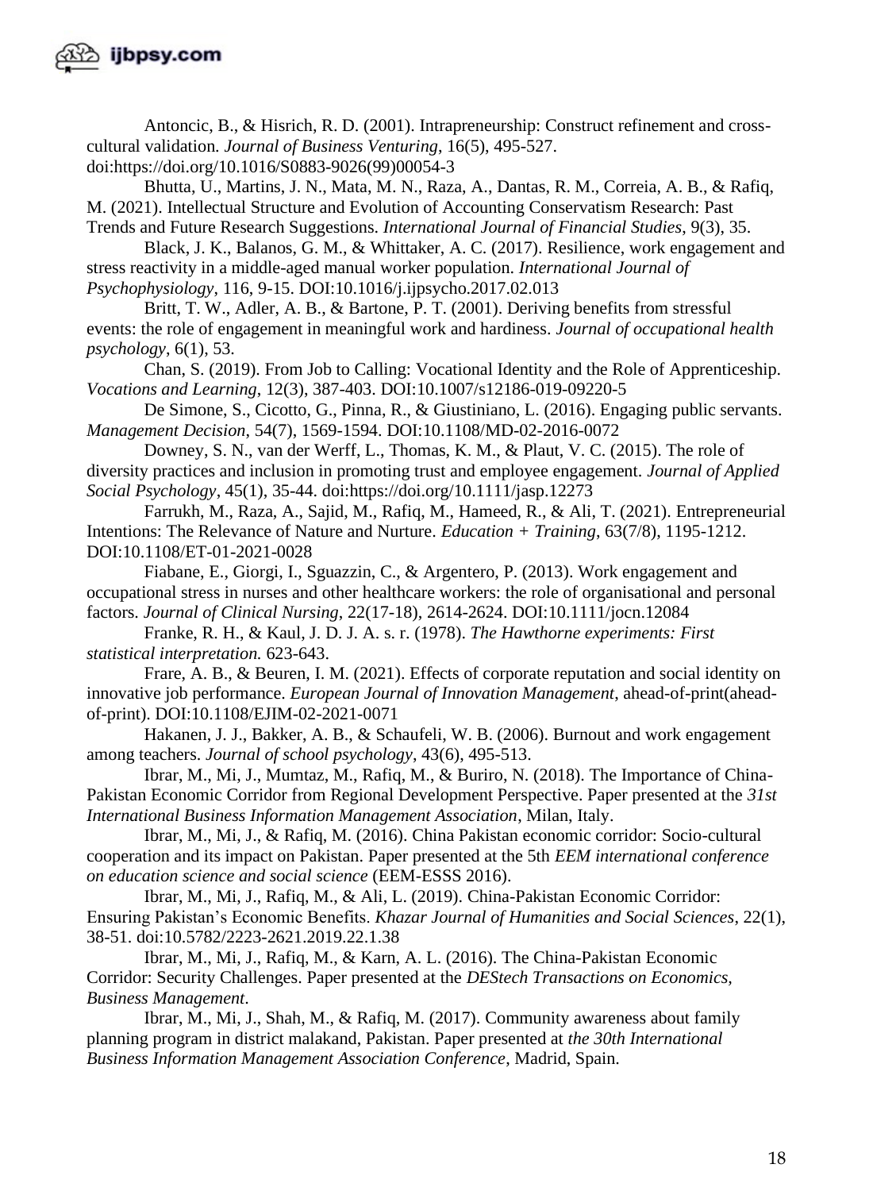Antoncic, B., & Hisrich, R. D. (2001). Intrapreneurship: Construct refinement and cross-cultural validation. *Journal of Business Venturing*, 16(5), 495-527. doi:https://doi.org/10.1016/S0883-9026(99)00054-3

Bhutta, U., Martins, J. N., Mata, M. N., Raza, A., Dantas, R. M., Correia, A. B., & Rafiq, M. (2021). Intellectual Structure and Evolution of Accounting Conservatism Research: Past Trends and Future Research Suggestions. *International Journal of Financial Studies*, 9(3), 35.

Black, J. K., Balanos, G. M., & Whittaker, A. C. (2017). Resilience, work engagement and stress reactivity in a middle-aged manual worker population. *International Journal of Psychophysiology*, 116, 9-15. DOI:10.1016/j.ijpsycho.2017.02.013

Britt, T. W., Adler, A. B., & Bartone, P. T. (2001). Deriving benefits from stressful events: the role of engagement in meaningful work and hardiness. *Journal of occupational health psychology*, 6(1), 53.

Chan, S. (2019). From Job to Calling: Vocational Identity and the Role of Apprenticeship. *Vocations and Learning*, 12(3), 387-403. DOI:10.1007/s12186-019-09220-5

De Simone, S., Cicotto, G., Pinna, R., & Giustiniano, L. (2016). Engaging public servants. *Management Decision*, 54(7), 1569-1594. DOI:10.1108/MD-02-2016-0072

Downey, S. N., van der Werff, L., Thomas, K. M., & Plaut, V. C. (2015). The role of diversity practices and inclusion in promoting trust and employee engagement. *Journal of Applied Social Psychology*, 45(1), 35-44. doi:https://doi.org/10.1111/jasp.12273

Farrukh, M., Raza, A., Sajid, M., Rafiq, M., Hameed, R., & Ali, T. (2021). Entrepreneurial Intentions: The Relevance of Nature and Nurture. *Education + Training*, 63(7/8), 1195-1212. DOI:10.1108/ET-01-2021-0028

Fiabane, E., Giorgi, I., Sguazzin, C., & Argentero, P. (2013). Work engagement and occupational stress in nurses and other healthcare workers: the role of organisational and personal factors. *Journal of Clinical Nursing*, 22(17-18), 2614-2624. DOI:10.1111/jocn.12084

Franke, R. H., & Kaul, J. D. J. A. s. r. (1978). *The Hawthorne experiments: First statistical interpretation.* 623-643.

Frare, A. B., & Beuren, I. M. (2021). Effects of corporate reputation and social identity on innovative job performance. *European Journal of Innovation Management*, ahead-of-print(ahead-of-print). DOI:10.1108/EJIM-02-2021-0071

Hakanen, J. J., Bakker, A. B., & Schaufeli, W. B. (2006). Burnout and work engagement among teachers. *Journal of school psychology*, 43(6), 495-513.

Ibrar, M., Mi, J., Mumtaz, M., Rafiq, M., & Buriro, N. (2018). The Importance of China-Pakistan Economic Corridor from Regional Development Perspective. Paper presented at the *31st International Business Information Management Association*, Milan, Italy.

Ibrar, M., Mi, J., & Rafiq, M. (2016). China Pakistan economic corridor: Socio-cultural cooperation and its impact on Pakistan. Paper presented at the 5th *EEM international conference on education science and social science* (EEM-ESSS 2016).

Ibrar, M., Mi, J., Rafiq, M., & Ali, L. (2019). China-Pakistan Economic Corridor: Ensuring Pakistan's Economic Benefits. *Khazar Journal of Humanities and Social Sciences*, 22(1), 38-51. doi:10.5782/2223-2621.2019.22.1.38

Ibrar, M., Mi, J., Rafiq, M., & Karn, A. L. (2016). The China-Pakistan Economic Corridor: Security Challenges. Paper presented at the *DEStech Transactions on Economics, Business Management*.

Ibrar, M., Mi, J., Shah, M., & Rafiq, M. (2017). Community awareness about family planning program in district malakand, Pakistan. Paper presented at *the 30th International Business Information Management Association Conference*, Madrid, Spain.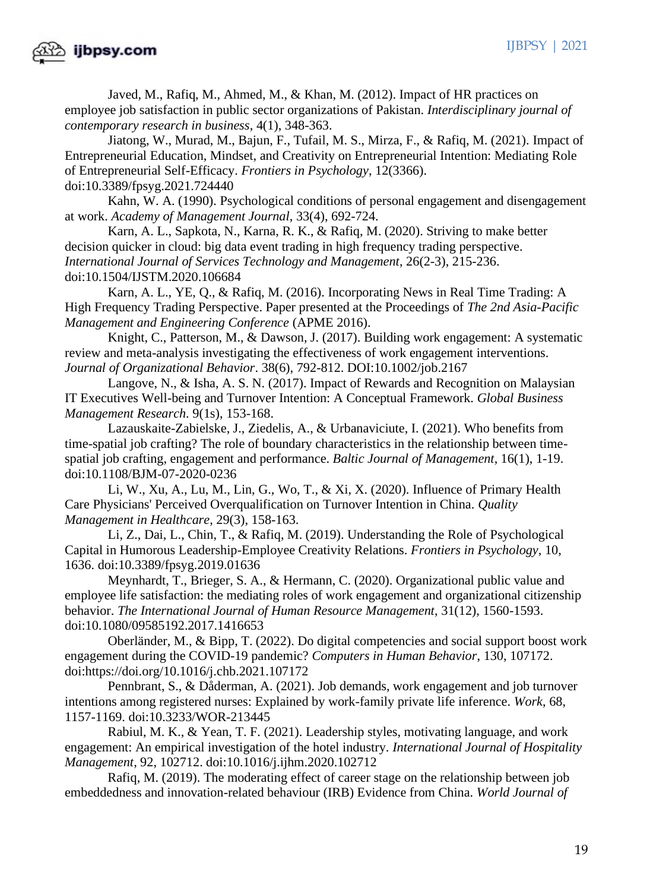Javed, M., Rafiq, M., Ahmed, M., & Khan, M. (2012). Impact of HR practices on employee job satisfaction in public sector organizations of Pakistan. *Interdisciplinary journal of contemporary research in business*, 4(1), 348-363.

Jiatong, W., Murad, M., Bajun, F., Tufail, M. S., Mirza, F., & Rafiq, M. (2021). Impact of Entrepreneurial Education, Mindset, and Creativity on Entrepreneurial Intention: Mediating Role of Entrepreneurial Self-Efficacy. *Frontiers in Psychology*, 12(3366). doi:10.3389/fpsyg.2021.724440

Kahn, W. A. (1990). Psychological conditions of personal engagement and disengagement at work. *Academy of Management Journal*, 33(4), 692-724.

Karn, A. L., Sapkota, N., Karna, R. K., & Rafiq, M. (2020). Striving to make better decision quicker in cloud: big data event trading in high frequency trading perspective. *International Journal of Services Technology and Management*, 26(2-3), 215-236. doi:10.1504/IJSTM.2020.106684

Karn, A. L., YE, Q., & Rafiq, M. (2016). Incorporating News in Real Time Trading: A High Frequency Trading Perspective. Paper presented at the Proceedings of *The 2nd Asia-Pacific Management and Engineering Conference* (APME 2016).

Knight, C., Patterson, M., & Dawson, J. (2017). Building work engagement: A systematic review and meta-analysis investigating the effectiveness of work engagement interventions. *Journal of Organizational Behavior*. 38(6), 792-812. DOI:10.1002/job.2167

Langove, N., & Isha, A. S. N. (2017). Impact of Rewards and Recognition on Malaysian IT Executives Well-being and Turnover Intention: A Conceptual Framework. *Global Business Management Research*. 9(1s), 153-168.

Lazauskaite-Zabielske, J., Ziedelis, A., & Urbanaviciute, I. (2021). Who benefits from time-spatial job crafting? The role of boundary characteristics in the relationship between time-spatial job crafting, engagement and performance. *Baltic Journal of Management*, 16(1), 1-19. doi:10.1108/BJM-07-2020-0236

Li, W., Xu, A., Lu, M., Lin, G., Wo, T., & Xi, X. (2020). Influence of Primary Health Care Physicians' Perceived Overqualification on Turnover Intention in China. *Quality Management in Healthcare*, 29(3), 158-163.

Li, Z., Dai, L., Chin, T., & Rafiq, M. (2019). Understanding the Role of Psychological Capital in Humorous Leadership-Employee Creativity Relations. *Frontiers in Psychology*, 10, 1636. doi:10.3389/fpsyg.2019.01636

Meynhardt, T., Brieger, S. A., & Hermann, C. (2020). Organizational public value and employee life satisfaction: the mediating roles of work engagement and organizational citizenship behavior. *The International Journal of Human Resource Management*, 31(12), 1560-1593. doi:10.1080/09585192.2017.1416653

Oberländer, M., & Bipp, T. (2022). Do digital competencies and social support boost work engagement during the COVID-19 pandemic? *Computers in Human Behavior*, 130, 107172. doi:https://doi.org/10.1016/j.chb.2021.107172

Pennbrant, S., & Dåderman, A. (2021). Job demands, work engagement and job turnover intentions among registered nurses: Explained by work-family private life inference. *Work*, 68, 1157-1169. doi:10.3233/WOR-213445

Rabiul, M. K., & Yean, T. F. (2021). Leadership styles, motivating language, and work engagement: An empirical investigation of the hotel industry. *International Journal of Hospitality Management*, 92, 102712. doi:10.1016/j.ijhm.2020.102712

Rafiq, M. (2019). The moderating effect of career stage on the relationship between job embeddedness and innovation-related behaviour (IRB) Evidence from China. *World Journal of*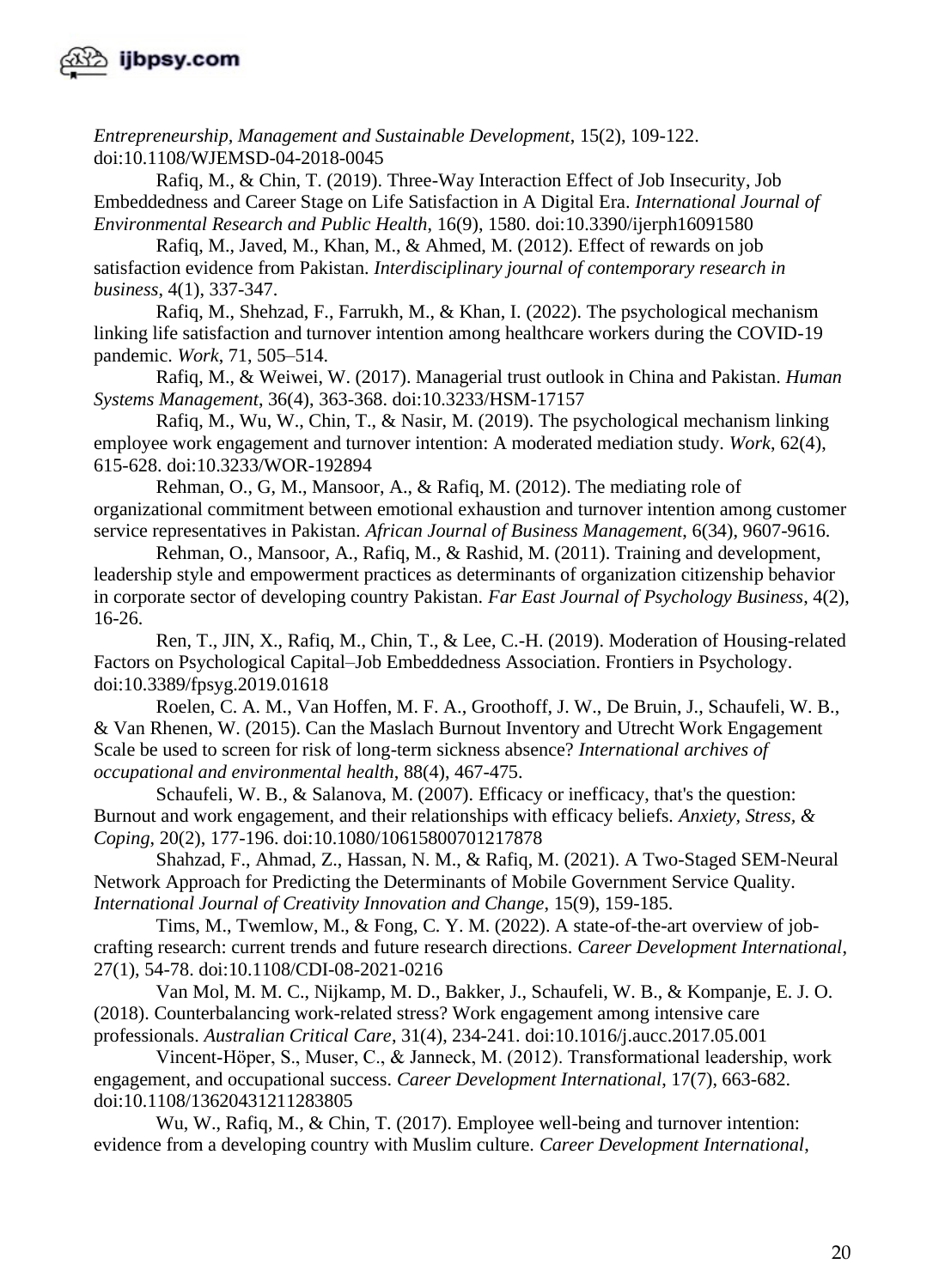*Entrepreneurship, Management and Sustainable Development*, 15(2), 109-122. doi:10.1108/WJEMSD-04-2018-0045

Rafiq, M., & Chin, T. (2019). Three-Way Interaction Effect of Job Insecurity, Job Embeddedness and Career Stage on Life Satisfaction in A Digital Era. *International Journal of Environmental Research and Public Health*, 16(9), 1580. doi:10.3390/ijerph16091580

Rafiq, M., Javed, M., Khan, M., & Ahmed, M. (2012). Effect of rewards on job satisfaction evidence from Pakistan. *Interdisciplinary journal of contemporary research in business*, 4(1), 337-347.

Rafiq, M., Shehzad, F., Farrukh, M., & Khan, I. (2022). The psychological mechanism linking life satisfaction and turnover intention among healthcare workers during the COVID-19 pandemic. *Work*, 71, 505–514.

Rafiq, M., & Weiwei, W. (2017). Managerial trust outlook in China and Pakistan. *Human Systems Management*, 36(4), 363-368. doi:10.3233/HSM-17157

Rafiq, M., Wu, W., Chin, T., & Nasir, M. (2019). The psychological mechanism linking employee work engagement and turnover intention: A moderated mediation study. *Work*, 62(4), 615-628. doi:10.3233/WOR-192894

Rehman, O., G, M., Mansoor, A., & Rafiq, M. (2012). The mediating role of organizational commitment between emotional exhaustion and turnover intention among customer service representatives in Pakistan. *African Journal of Business Management*, 6(34), 9607-9616.

Rehman, O., Mansoor, A., Rafiq, M., & Rashid, M. (2011). Training and development, leadership style and empowerment practices as determinants of organization citizenship behavior in corporate sector of developing country Pakistan. *Far East Journal of Psychology Business*, 4(2), 16-26.

Ren, T., JIN, X., Rafiq, M., Chin, T., & Lee, C.-H. (2019). Moderation of Housing-related Factors on Psychological Capital–Job Embeddedness Association. Frontiers in Psychology. doi:10.3389/fpsyg.2019.01618

Roelen, C. A. M., Van Hoffen, M. F. A., Groothoff, J. W., De Bruin, J., Schaufeli, W. B., & Van Rhenen, W. (2015). Can the Maslach Burnout Inventory and Utrecht Work Engagement Scale be used to screen for risk of long-term sickness absence? *International archives of occupational and environmental health*, 88(4), 467-475.

Schaufeli, W. B., & Salanova, M. (2007). Efficacy or inefficacy, that's the question: Burnout and work engagement, and their relationships with efficacy beliefs. *Anxiety, Stress, & Coping*, 20(2), 177-196. doi:10.1080/10615800701217878

Shahzad, F., Ahmad, Z., Hassan, N. M., & Rafiq, M. (2021). A Two-Staged SEM-Neural Network Approach for Predicting the Determinants of Mobile Government Service Quality. *International Journal of Creativity Innovation and Change*, 15(9), 159-185.

Tims, M., Twemlow, M., & Fong, C. Y. M. (2022). A state-of-the-art overview of job-crafting research: current trends and future research directions. *Career Development International*, 27(1), 54-78. doi:10.1108/CDI-08-2021-0216

Van Mol, M. M. C., Nijkamp, M. D., Bakker, J., Schaufeli, W. B., & Kompanje, E. J. O. (2018). Counterbalancing work-related stress? Work engagement among intensive care professionals. *Australian Critical Care*, 31(4), 234-241. doi:10.1016/j.aucc.2017.05.001

Vincent-Höper, S., Muser, C., & Janneck, M. (2012). Transformational leadership, work engagement, and occupational success. *Career Development International*, 17(7), 663-682. doi:10.1108/13620431211283805

Wu, W., Rafiq, M., & Chin, T. (2017). Employee well-being and turnover intention: evidence from a developing country with Muslim culture. *Career Development International*,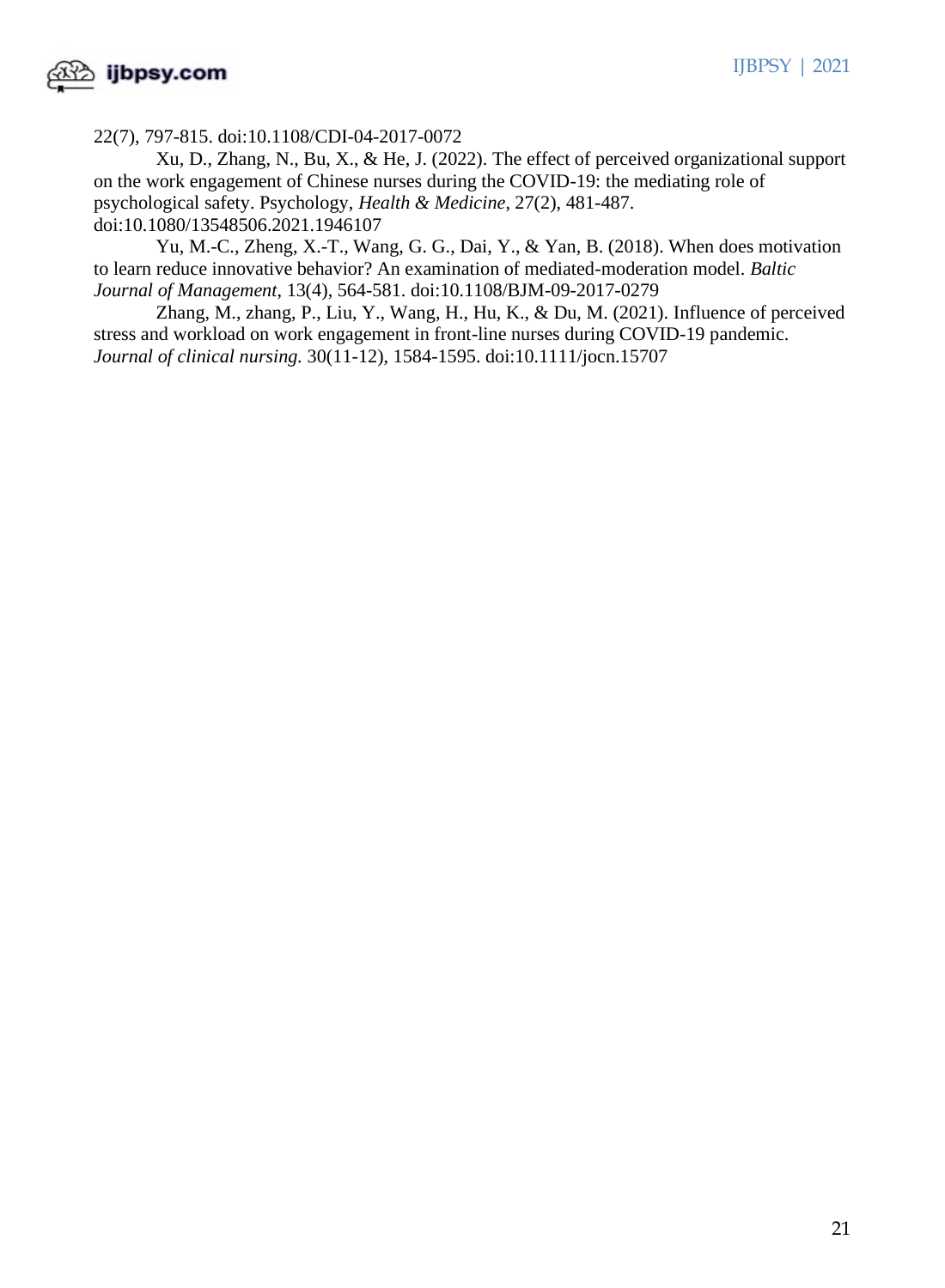22(7), 797-815. doi:10.1108/CDI-04-2017-0072

Xu, D., Zhang, N., Bu, X., & He, J. (2022). The effect of perceived organizational support on the work engagement of Chinese nurses during the COVID-19: the mediating role of psychological safety. Psychology, *Health & Medicine*, 27(2), 481-487. doi:10.1080/13548506.2021.1946107

Yu, M.-C., Zheng, X.-T., Wang, G. G., Dai, Y., & Yan, B. (2018). When does motivation to learn reduce innovative behavior? An examination of mediated-moderation model. *Baltic Journal of Management*, 13(4), 564-581. doi:10.1108/BJM-09-2017-0279

Zhang, M., zhang, P., Liu, Y., Wang, H., Hu, K., & Du, M. (2021). Influence of perceived stress and workload on work engagement in front-line nurses during COVID-19 pandemic. *Journal of clinical nursing.* 30(11-12), 1584-1595. doi:10.1111/jocn.15707